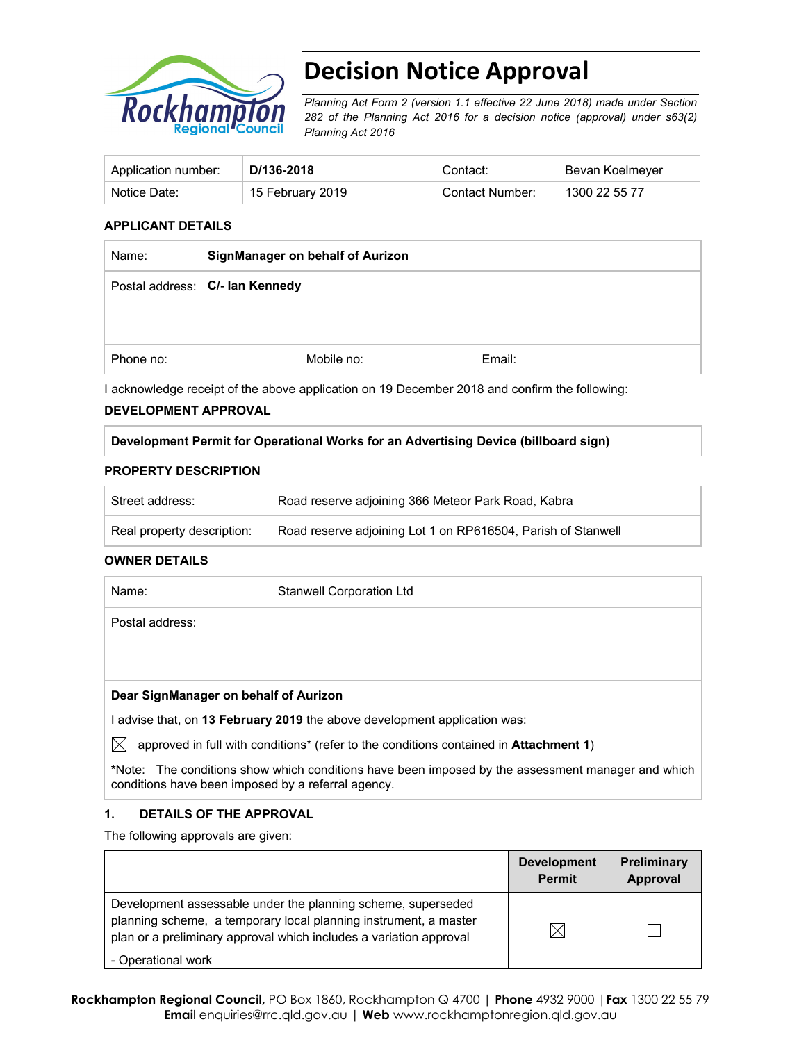# Decision Notice Approval

*Planning Act Form 2 (version 1.1 effective 22 June 2018) made under Section 282 of the Planning Act 2016 for a decision notice (approval) under s63(2) Planning Act 2016*

| Application number: | **D/136-2018** | Contact: | Bevan Koelmeyer |
|---|---|---|---|
| Notice Date: | 15 February 2019 | Contact Number: | 1300 22 55 77 |

### APPLICANT DETAILS

| Name: | **SignManager on behalf of Aurizon** | |
|---|---|---|
| Postal address: | **C/- Ian Kennedy** | |
| Phone no: | Mobile no: | Email: |

I acknowledge receipt of the above application on 19 December 2018 and confirm the following:

### DEVELOPMENT APPROVAL

| **Development Permit for Operational Works for an Advertising Device (billboard sign)** |
|---|

### PROPERTY DESCRIPTION

| Street address: | Road reserve adjoining 366 Meteor Park Road, Kabra |
|---|---|
| Real property description: | Road reserve adjoining Lot 1 on RP616504, Parish of Stanwell |

### OWNER DETAILS

| Name: | Stanwell Corporation Ltd |
|---|---|
| Postal address: | |

**Dear SignManager on behalf of Aurizon**

I advise that, on **13 February 2019** the above development application was:

☒ approved in full with conditions* (refer to the conditions contained in **Attachment 1**)

**\*Note:** The conditions show which conditions have been imposed by the assessment manager and which conditions have been imposed by a referral agency.

### 1. DETAILS OF THE APPROVAL

The following approvals are given:

| | Development Permit | Preliminary Approval |
|---|---|---|
| Development assessable under the planning scheme, superseded planning scheme, a temporary local planning instrument, a master plan or a preliminary approval which includes a variation approval<br>- Operational work | ☒ | ☐ |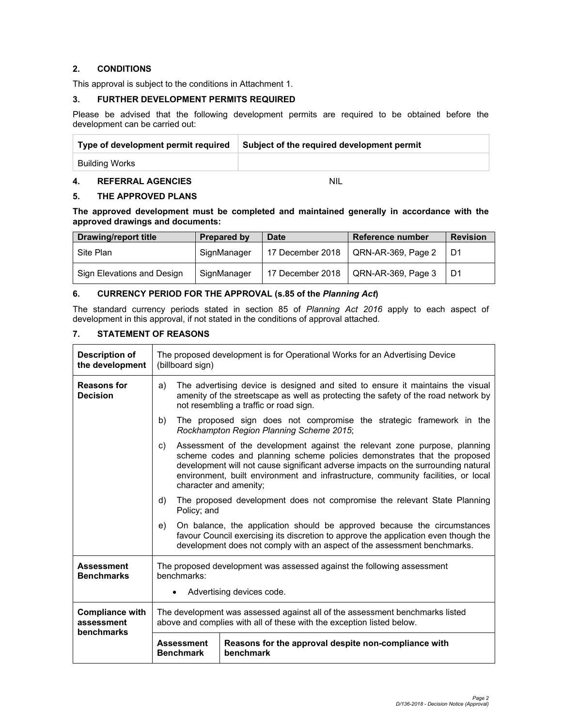## 2. CONDITIONS

This approval is subject to the conditions in Attachment 1.

## 3. FURTHER DEVELOPMENT PERMITS REQUIRED

Please be advised that the following development permits are required to be obtained before the development can be carried out:

| Type of development permit required | Subject of the required development permit |
|---|---|
| Building Works | |

## 4. REFERRAL AGENCIES

NIL

## 5. THE APPROVED PLANS

**The approved development must be completed and maintained generally in accordance with the approved drawings and documents:**

| Drawing/report title | Prepared by | Date | Reference number | Revision |
|---|---|---|---|---|
| Site Plan | SignManager | 17 December 2018 | QRN-AR-369, Page 2 | D1 |
| Sign Elevations and Design | SignManager | 17 December 2018 | QRN-AR-369, Page 3 | D1 |

## 6. CURRENCY PERIOD FOR THE APPROVAL (s.85 of the *Planning Act*)

The standard currency periods stated in section 85 of *Planning Act 2016* apply to each aspect of development in this approval, if not stated in the conditions of approval attached.

## 7. STATEMENT OF REASONS

| | | |
|---|---|---|
| **Description of the development** | The proposed development is for Operational Works for an Advertising Device (billboard sign) | |
| **Reasons for Decision** | a) The advertising device is designed and sited to ensure it maintains the visual amenity of the streetscape as well as protecting the safety of the road network by not resembling a traffic or road sign.<br>b) The proposed sign does not compromise the strategic framework in the *Rockhampton Region Planning Scheme 2015*;<br>c) Assessment of the development against the relevant zone purpose, planning scheme codes and planning scheme policies demonstrates that the proposed development will not cause significant adverse impacts on the surrounding natural environment, built environment and infrastructure, community facilities, or local character and amenity;<br>d) The proposed development does not compromise the relevant State Planning Policy; and<br>e) On balance, the application should be approved because the circumstances favour Council exercising its discretion to approve the application even though the development does not comply with an aspect of the assessment benchmarks. | |
| **Assessment Benchmarks** | The proposed development was assessed against the following assessment benchmarks:<br>• Advertising devices code. | |
| **Compliance with assessment benchmarks** | The development was assessed against all of the assessment benchmarks listed above and complies with all of these with the exception listed below. | |
| | **Assessment Benchmark** | **Reasons for the approval despite non-compliance with benchmark** |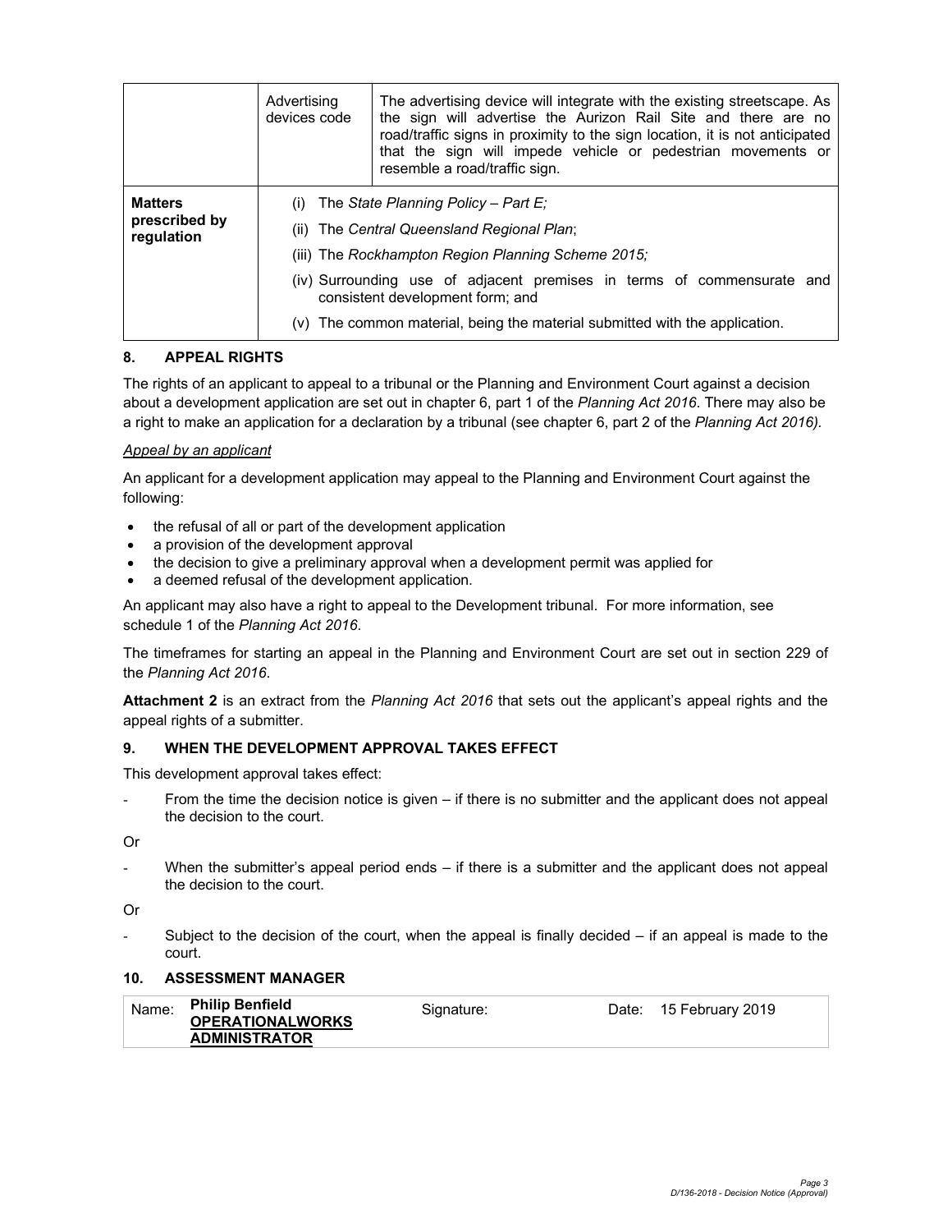| | Advertising devices code | The advertising device will integrate with the existing streetscape. As the sign will advertise the Aurizon Rail Site and there are no road/traffic signs in proximity to the sign location, it is not anticipated that the sign will impede vehicle or pedestrian movements or resemble a road/traffic sign. |
|---|---|---|
| **Matters prescribed by regulation** | (i) The *State Planning Policy – Part E;*<br>(ii) The *Central Queensland Regional Plan*;<br>(iii) The *Rockhampton Region Planning Scheme 2015;*<br>(iv) Surrounding use of adjacent premises in terms of commensurate and consistent development form; and<br>(v) The common material, being the material submitted with the application. | |

## 8. APPEAL RIGHTS

The rights of an applicant to appeal to a tribunal or the Planning and Environment Court against a decision about a development application are set out in chapter 6, part 1 of the *Planning Act 2016*. There may also be a right to make an application for a declaration by a tribunal (see chapter 6, part 2 of the *Planning Act 2016).*

*Appeal by an applicant*

An applicant for a development application may appeal to the Planning and Environment Court against the following:

- the refusal of all or part of the development application
- a provision of the development approval
- the decision to give a preliminary approval when a development permit was applied for
- a deemed refusal of the development application.

An applicant may also have a right to appeal to the Development tribunal. For more information, see schedule 1 of the *Planning Act 2016*.

The timeframes for starting an appeal in the Planning and Environment Court are set out in section 229 of the *Planning Act 2016*.

**Attachment 2** is an extract from the *Planning Act 2016* that sets out the applicant's appeal rights and the appeal rights of a submitter.

## 9. WHEN THE DEVELOPMENT APPROVAL TAKES EFFECT

This development approval takes effect:

- From the time the decision notice is given – if there is no submitter and the applicant does not appeal the decision to the court.

Or

- When the submitter's appeal period ends – if there is a submitter and the applicant does not appeal the decision to the court.

Or

- Subject to the decision of the court, when the appeal is finally decided – if an appeal is made to the court.

## 10. ASSESSMENT MANAGER

| Name: | **Philip Benfield** <br>**OPERATIONALWORKS ADMINISTRATOR** | Signature: | | Date: | 15 February 2019 |
|---|---|---|---|---|---|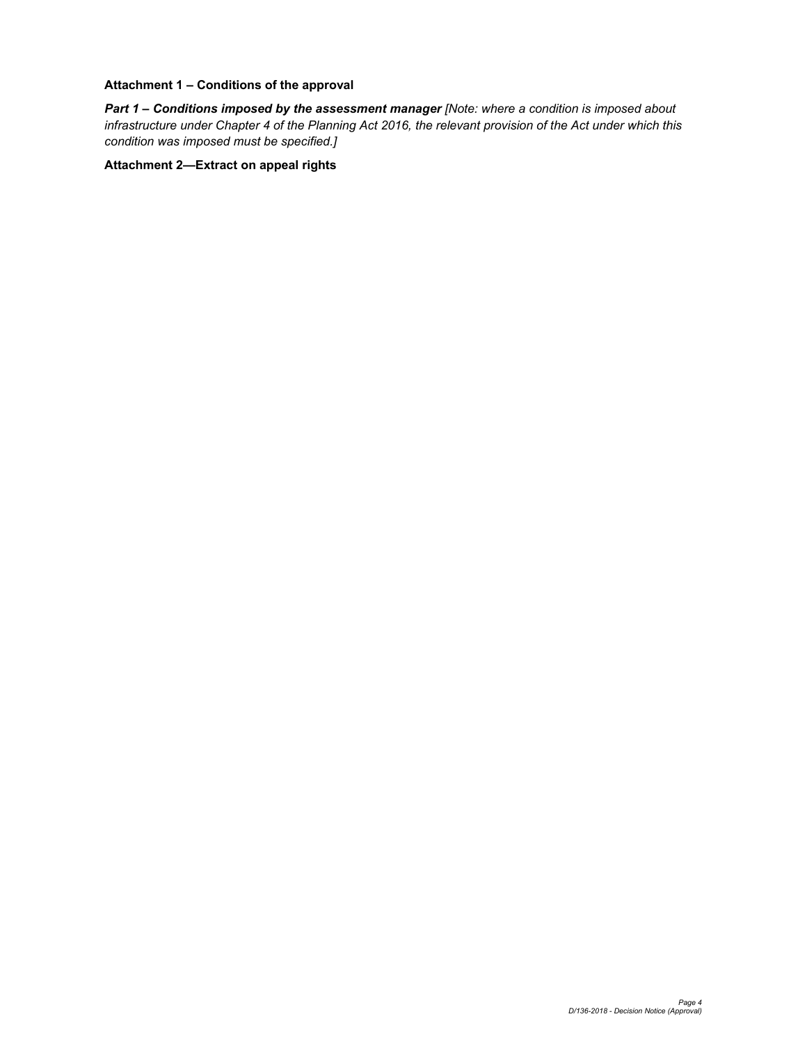**Attachment 1 – Conditions of the approval**

***Part 1 – Conditions imposed by the assessment manager*** *[Note: where a condition is imposed about infrastructure under Chapter 4 of the Planning Act 2016, the relevant provision of the Act under which this condition was imposed must be specified.]*

**Attachment 2—Extract on appeal rights**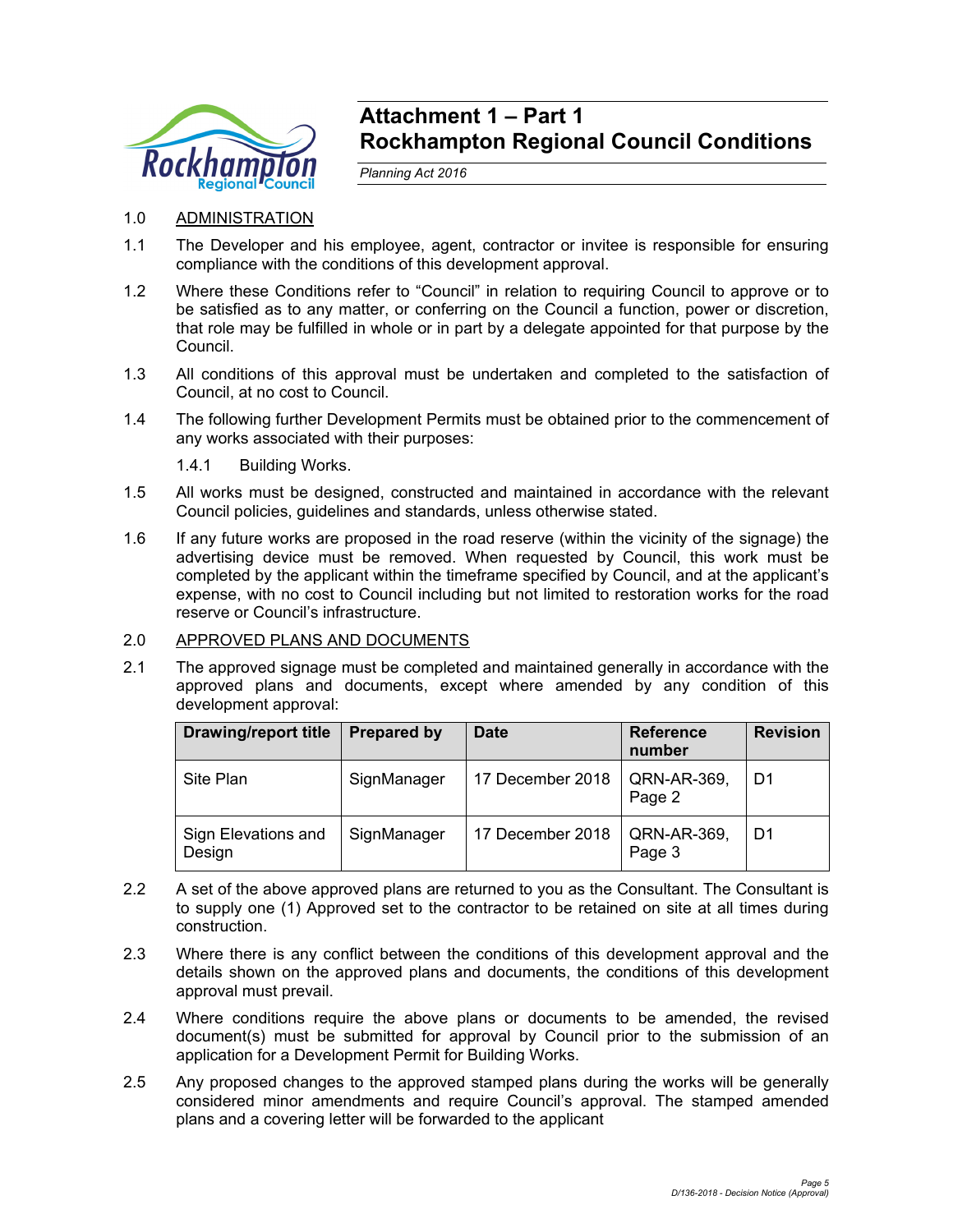# Attachment 1 – Part 1
# Rockhampton Regional Council Conditions

*Planning Act 2016*

1.0 ADMINISTRATION

1.1 The Developer and his employee, agent, contractor or invitee is responsible for ensuring compliance with the conditions of this development approval.

1.2 Where these Conditions refer to "Council" in relation to requiring Council to approve or to be satisfied as to any matter, or conferring on the Council a function, power or discretion, that role may be fulfilled in whole or in part by a delegate appointed for that purpose by the Council.

1.3 All conditions of this approval must be undertaken and completed to the satisfaction of Council, at no cost to Council.

1.4 The following further Development Permits must be obtained prior to the commencement of any works associated with their purposes:

1.4.1 Building Works.

1.5 All works must be designed, constructed and maintained in accordance with the relevant Council policies, guidelines and standards, unless otherwise stated.

1.6 If any future works are proposed in the road reserve (within the vicinity of the signage) the advertising device must be removed. When requested by Council, this work must be completed by the applicant within the timeframe specified by Council, and at the applicant's expense, with no cost to Council including but not limited to restoration works for the road reserve or Council's infrastructure.

2.0 APPROVED PLANS AND DOCUMENTS

2.1 The approved signage must be completed and maintained generally in accordance with the approved plans and documents, except where amended by any condition of this development approval:

| Drawing/report title | Prepared by | Date | Reference number | Revision |
|---|---|---|---|---|
| Site Plan | SignManager | 17 December 2018 | QRN-AR-369, Page 2 | D1 |
| Sign Elevations and Design | SignManager | 17 December 2018 | QRN-AR-369, Page 3 | D1 |

2.2 A set of the above approved plans are returned to you as the Consultant. The Consultant is to supply one (1) Approved set to the contractor to be retained on site at all times during construction.

2.3 Where there is any conflict between the conditions of this development approval and the details shown on the approved plans and documents, the conditions of this development approval must prevail.

2.4 Where conditions require the above plans or documents to be amended, the revised document(s) must be submitted for approval by Council prior to the submission of an application for a Development Permit for Building Works.

2.5 Any proposed changes to the approved stamped plans during the works will be generally considered minor amendments and require Council's approval. The stamped amended plans and a covering letter will be forwarded to the applicant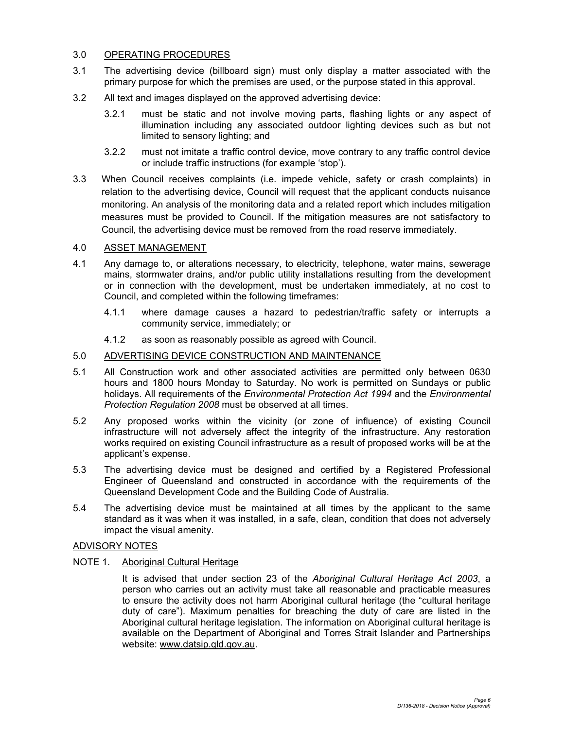## 3.0 OPERATING PROCEDURES

3.1 The advertising device (billboard sign) must only display a matter associated with the primary purpose for which the premises are used, or the purpose stated in this approval.

3.2 All text and images displayed on the approved advertising device:

3.2.1 must be static and not involve moving parts, flashing lights or any aspect of illumination including any associated outdoor lighting devices such as but not limited to sensory lighting; and

3.2.2 must not imitate a traffic control device, move contrary to any traffic control device or include traffic instructions (for example 'stop').

3.3 When Council receives complaints (i.e. impede vehicle, safety or crash complaints) in relation to the advertising device, Council will request that the applicant conducts nuisance monitoring. An analysis of the monitoring data and a related report which includes mitigation measures must be provided to Council. If the mitigation measures are not satisfactory to Council, the advertising device must be removed from the road reserve immediately.

## 4.0 ASSET MANAGEMENT

4.1 Any damage to, or alterations necessary, to electricity, telephone, water mains, sewerage mains, stormwater drains, and/or public utility installations resulting from the development or in connection with the development, must be undertaken immediately, at no cost to Council, and completed within the following timeframes:

4.1.1 where damage causes a hazard to pedestrian/traffic safety or interrupts a community service, immediately; or

4.1.2 as soon as reasonably possible as agreed with Council.

## 5.0 ADVERTISING DEVICE CONSTRUCTION AND MAINTENANCE

5.1 All Construction work and other associated activities are permitted only between 0630 hours and 1800 hours Monday to Saturday. No work is permitted on Sundays or public holidays. All requirements of the *Environmental Protection Act 1994* and the *Environmental Protection Regulation 2008* must be observed at all times.

5.2 Any proposed works within the vicinity (or zone of influence) of existing Council infrastructure will not adversely affect the integrity of the infrastructure. Any restoration works required on existing Council infrastructure as a result of proposed works will be at the applicant's expense.

5.3 The advertising device must be designed and certified by a Registered Professional Engineer of Queensland and constructed in accordance with the requirements of the Queensland Development Code and the Building Code of Australia.

5.4 The advertising device must be maintained at all times by the applicant to the same standard as it was when it was installed, in a safe, clean, condition that does not adversely impact the visual amenity.

## ADVISORY NOTES

### NOTE 1. Aboriginal Cultural Heritage

It is advised that under section 23 of the *Aboriginal Cultural Heritage Act 2003*, a person who carries out an activity must take all reasonable and practicable measures to ensure the activity does not harm Aboriginal cultural heritage (the "cultural heritage duty of care"). Maximum penalties for breaching the duty of care are listed in the Aboriginal cultural heritage legislation. The information on Aboriginal cultural heritage is available on the Department of Aboriginal and Torres Strait Islander and Partnerships website: www.datsip.qld.gov.au.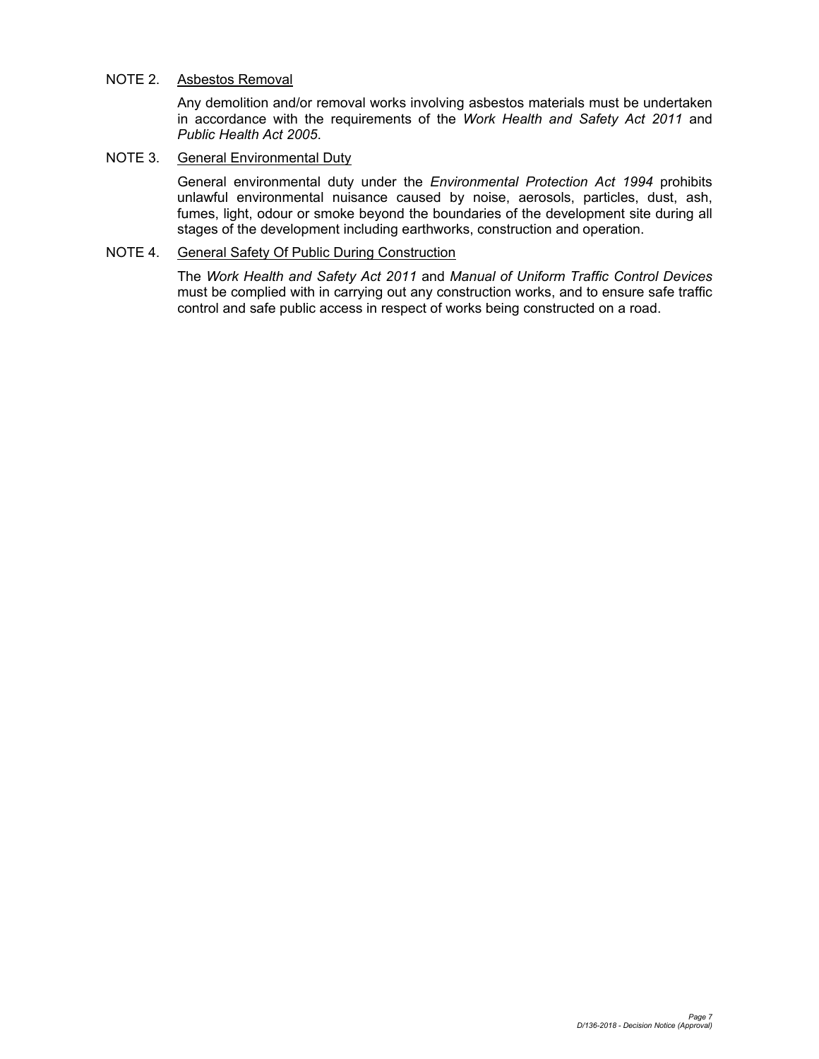NOTE 2. Asbestos Removal

Any demolition and/or removal works involving asbestos materials must be undertaken in accordance with the requirements of the *Work Health and Safety Act 2011* and *Public Health Act 2005*.

NOTE 3. General Environmental Duty

General environmental duty under the *Environmental Protection Act 1994* prohibits unlawful environmental nuisance caused by noise, aerosols, particles, dust, ash, fumes, light, odour or smoke beyond the boundaries of the development site during all stages of the development including earthworks, construction and operation.

NOTE 4. General Safety Of Public During Construction

The *Work Health and Safety Act 2011* and *Manual of Uniform Traffic Control Devices* must be complied with in carrying out any construction works, and to ensure safe traffic control and safe public access in respect of works being constructed on a road.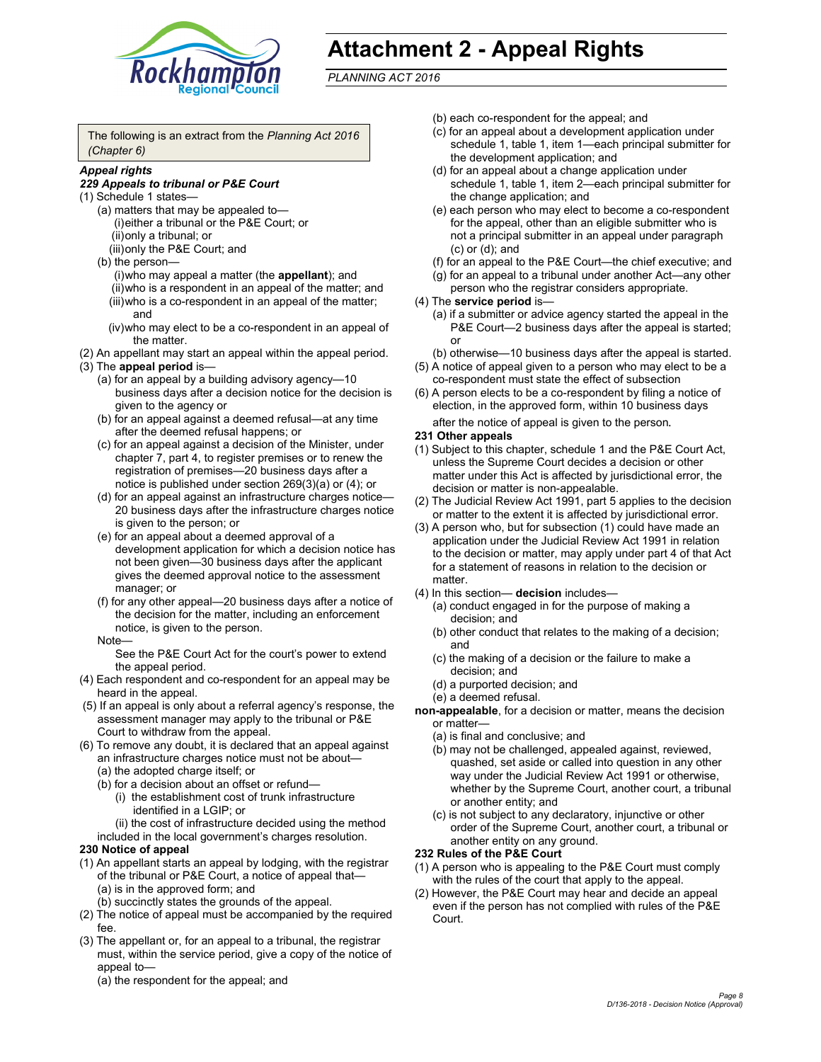# Attachment 2 - Appeal Rights

*PLANNING ACT 2016*

The following is an extract from the *Planning Act 2016 (Chapter 6)*

***Appeal rights***

***229 Appeals to tribunal or P&E Court***

(1) Schedule 1 states—

- (a) matters that may be appealed to—
  - (i) either a tribunal or the P&E Court; or
  - (ii) only a tribunal; or
  - (iii) only the P&E Court; and
- (b) the person—
  - (i) who may appeal a matter (the **appellant**); and
  - (ii) who is a respondent in an appeal of the matter; and
  - (iii) who is a co-respondent in an appeal of the matter; and
  - (iv) who may elect to be a co-respondent in an appeal of the matter.

(2) An appellant may start an appeal within the appeal period.

(3) The **appeal period** is—

- (a) for an appeal by a building advisory agency—10 business days after a decision notice for the decision is given to the agency or
- (b) for an appeal against a deemed refusal—at any time after the deemed refusal happens; or
- (c) for an appeal against a decision of the Minister, under chapter 7, part 4, to register premises or to renew the registration of premises—20 business days after a notice is published under section 269(3)(a) or (4); or
- (d) for an appeal against an infrastructure charges notice—20 business days after the infrastructure charges notice is given to the person; or
- (e) for an appeal about a deemed approval of a development application for which a decision notice has not been given—30 business days after the applicant gives the deemed approval notice to the assessment manager; or
- (f) for any other appeal—20 business days after a notice of the decision for the matter, including an enforcement notice, is given to the person.

Note—

See the P&E Court Act for the court's power to extend the appeal period.

(4) Each respondent and co-respondent for an appeal may be heard in the appeal.

(5) If an appeal is only about a referral agency's response, the assessment manager may apply to the tribunal or P&E Court to withdraw from the appeal.

(6) To remove any doubt, it is declared that an appeal against an infrastructure charges notice must not be about—

- (a) the adopted charge itself; or
- (b) for a decision about an offset or refund—
  - (i) the establishment cost of trunk infrastructure identified in a LGIP; or
  - (ii) the cost of infrastructure decided using the method included in the local government's charges resolution.

**230 Notice of appeal**

(1) An appellant starts an appeal by lodging, with the registrar of the tribunal or P&E Court, a notice of appeal that—

- (a) is in the approved form; and
- (b) succinctly states the grounds of the appeal.

(2) The notice of appeal must be accompanied by the required fee.

(3) The appellant or, for an appeal to a tribunal, the registrar must, within the service period, give a copy of the notice of appeal to—

- (a) the respondent for the appeal; and
- (b) each co-respondent for the appeal; and
- (c) for an appeal about a development application under schedule 1, table 1, item 1—each principal submitter for the development application; and
- (d) for an appeal about a change application under schedule 1, table 1, item 2—each principal submitter for the change application; and
- (e) each person who may elect to become a co-respondent for the appeal, other than an eligible submitter who is not a principal submitter in an appeal under paragraph (c) or (d); and
- (f) for an appeal to the P&E Court—the chief executive; and
- (g) for an appeal to a tribunal under another Act—any other person who the registrar considers appropriate.

(4) The **service period** is—

- (a) if a submitter or advice agency started the appeal in the P&E Court—2 business days after the appeal is started; or
- (b) otherwise—10 business days after the appeal is started.

(5) A notice of appeal given to a person who may elect to be a co-respondent must state the effect of subsection

(6) A person elects to be a co-respondent by filing a notice of election, in the approved form, within 10 business days after the notice of appeal is given to the person.

**231 Other appeals**

(1) Subject to this chapter, schedule 1 and the P&E Court Act, unless the Supreme Court decides a decision or other matter under this Act is affected by jurisdictional error, the decision or matter is non-appealable.

(2) The Judicial Review Act 1991, part 5 applies to the decision or matter to the extent it is affected by jurisdictional error.

(3) A person who, but for subsection (1) could have made an application under the Judicial Review Act 1991 in relation to the decision or matter, may apply under part 4 of that Act for a statement of reasons in relation to the decision or matter.

(4) In this section— **decision** includes—

- (a) conduct engaged in for the purpose of making a decision; and
- (b) other conduct that relates to the making of a decision; and
- (c) the making of a decision or the failure to make a decision; and
- (d) a purported decision; and
- (e) a deemed refusal.

**non-appealable**, for a decision or matter, means the decision or matter—

- (a) is final and conclusive; and
- (b) may not be challenged, appealed against, reviewed, quashed, set aside or called into question in any other way under the Judicial Review Act 1991 or otherwise, whether by the Supreme Court, another court, a tribunal or another entity; and
- (c) is not subject to any declaratory, injunctive or other order of the Supreme Court, another court, a tribunal or another entity on any ground.

**232 Rules of the P&E Court**

(1) A person who is appealing to the P&E Court must comply with the rules of the court that apply to the appeal.

(2) However, the P&E Court may hear and decide an appeal even if the person has not complied with rules of the P&E Court.

D/136-2018 - Decision Notice (Approval)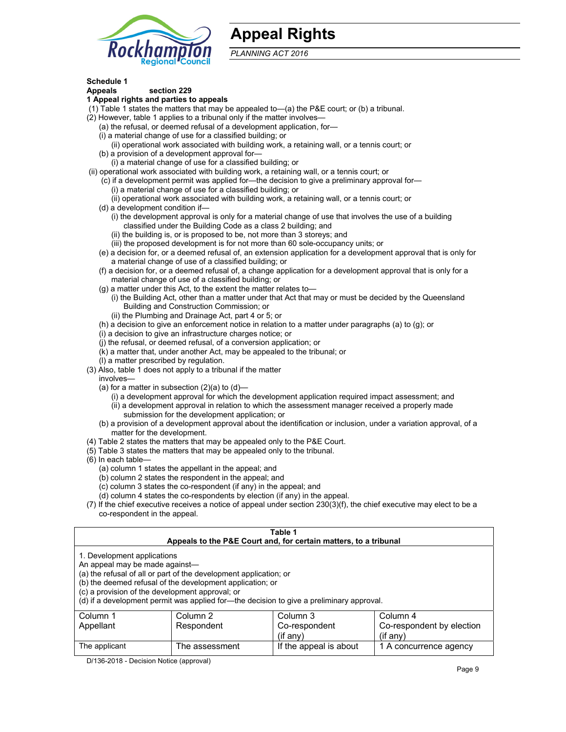# Appeal Rights

*PLANNING ACT 2016*

**Schedule 1**

**Appeals section 229**

**1 Appeal rights and parties to appeals**

(1) Table 1 states the matters that may be appealed to—(a) the P&E court; or (b) a tribunal.

(2) However, table 1 applies to a tribunal only if the matter involves—

(a) the refusal, or deemed refusal of a development application, for—

(i) a material change of use for a classified building; or

(ii) operational work associated with building work, a retaining wall, or a tennis court; or

(b) a provision of a development approval for—

(i) a material change of use for a classified building; or

(ii) operational work associated with building work, a retaining wall, or a tennis court; or

(c) if a development permit was applied for—the decision to give a preliminary approval for—

(i) a material change of use for a classified building; or

(ii) operational work associated with building work, a retaining wall, or a tennis court; or

(d) a development condition if—

(i) the development approval is only for a material change of use that involves the use of a building classified under the Building Code as a class 2 building; and

(ii) the building is, or is proposed to be, not more than 3 storeys; and

(iii) the proposed development is for not more than 60 sole-occupancy units; or

(e) a decision for, or a deemed refusal of, an extension application for a development approval that is only for a material change of use of a classified building; or

(f) a decision for, or a deemed refusal of, a change application for a development approval that is only for a material change of use of a classified building; or

(g) a matter under this Act, to the extent the matter relates to—

(i) the Building Act, other than a matter under that Act that may or must be decided by the Queensland Building and Construction Commission; or

(ii) the Plumbing and Drainage Act, part 4 or 5; or

(h) a decision to give an enforcement notice in relation to a matter under paragraphs (a) to (g); or

(i) a decision to give an infrastructure charges notice; or

(j) the refusal, or deemed refusal, of a conversion application; or

(k) a matter that, under another Act, may be appealed to the tribunal; or

(l) a matter prescribed by regulation.

(3) Also, table 1 does not apply to a tribunal if the matter involves—

(a) for a matter in subsection (2)(a) to (d)—

(i) a development approval for which the development application required impact assessment; and

(ii) a development approval in relation to which the assessment manager received a properly made submission for the development application; or

(b) a provision of a development approval about the identification or inclusion, under a variation approval, of a matter for the development.

(4) Table 2 states the matters that may be appealed only to the P&E Court.

(5) Table 3 states the matters that may be appealed only to the tribunal.

(6) In each table—

(a) column 1 states the appellant in the appeal; and

(b) column 2 states the respondent in the appeal; and

(c) column 3 states the co-respondent (if any) in the appeal; and

(d) column 4 states the co-respondents by election (if any) in the appeal.

(7) If the chief executive receives a notice of appeal under section 230(3)(f), the chief executive may elect to be a co-respondent in the appeal.

**Table 1**
**Appeals to the P&E Court and, for certain matters, to a tribunal**

1. Development applications

An appeal may be made against—

(a) the refusal of all or part of the development application; or

(b) the deemed refusal of the development application; or

(c) a provision of the development approval; or

(d) if a development permit was applied for—the decision to give a preliminary approval.

| Column 1<br>Appellant | Column 2<br>Respondent | Column 3<br>Co-respondent<br>(if any) | Column 4<br>Co-respondent by election<br>(if any) |
|---|---|---|---|
| The applicant | The assessment | If the appeal is about | 1 A concurrence agency |

D/136-2018 - Decision Notice (approval)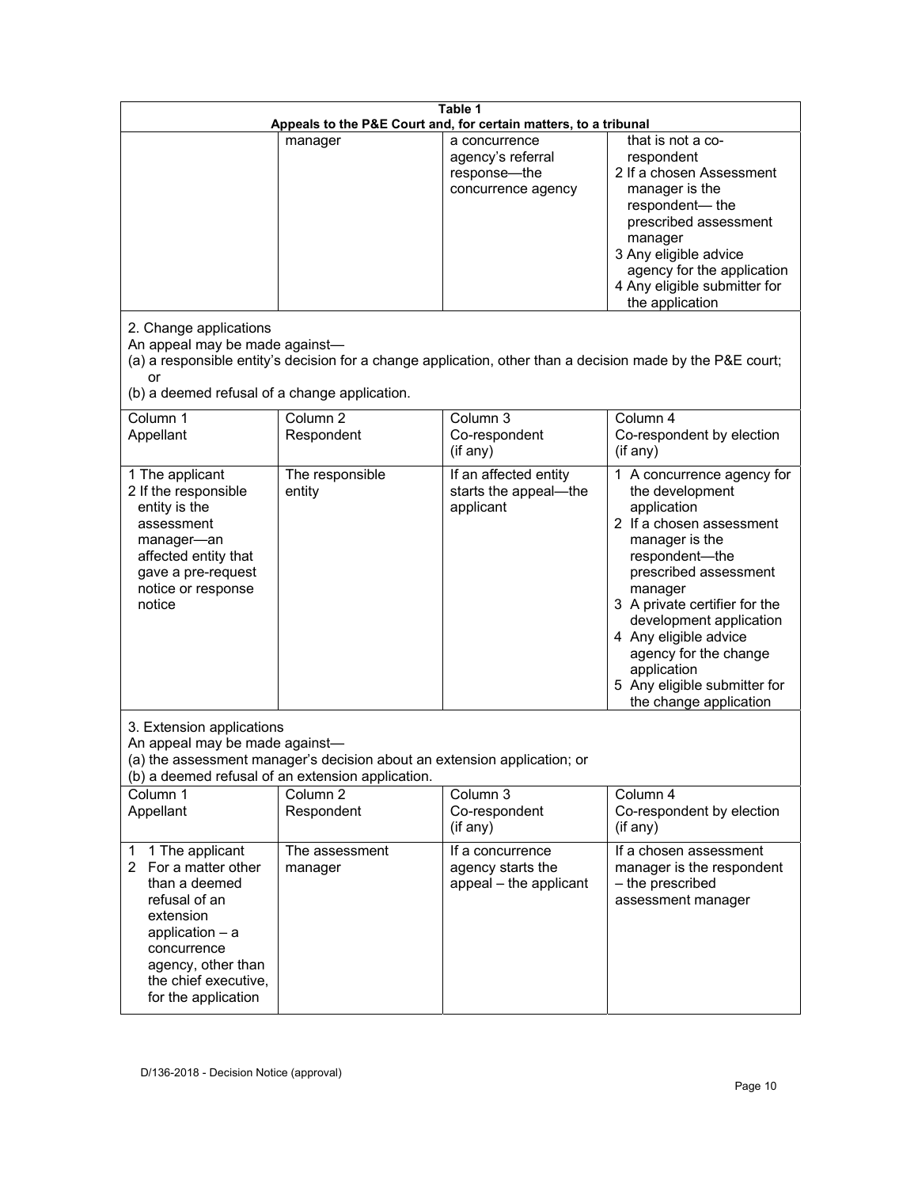**Table 1**
**Appeals to the P&E Court and, for certain matters, to a tribunal**

| | | | |
|---|---|---|---|
| | manager | a concurrence agency's referral response—the concurrence agency | that is not a co-respondent<br>2 If a chosen Assessment manager is the respondent— the prescribed assessment manager<br>3 Any eligible advice agency for the application<br>4 Any eligible submitter for the application |

2. Change applications
An appeal may be made against—
(a) a responsible entity's decision for a change application, other than a decision made by the P&E court; or
(b) a deemed refusal of a change application.

| Column 1<br>Appellant | Column 2<br>Respondent | Column 3<br>Co-respondent<br>(if any) | Column 4<br>Co-respondent by election<br>(if any) |
|---|---|---|---|
| 1 The applicant<br>2 If the responsible entity is the assessment manager—an affected entity that gave a pre-request notice or response notice | The responsible entity | If an affected entity starts the appeal—the applicant | 1 A concurrence agency for the development application<br>2 If a chosen assessment manager is the respondent—the prescribed assessment manager<br>3 A private certifier for the development application<br>4 Any eligible advice agency for the change application<br>5 Any eligible submitter for the change application |

3. Extension applications
An appeal may be made against—
(a) the assessment manager's decision about an extension application; or
(b) a deemed refusal of an extension application.

| Column 1<br>Appellant | Column 2<br>Respondent | Column 3<br>Co-respondent<br>(if any) | Column 4<br>Co-respondent by election<br>(if any) |
|---|---|---|---|
| 1 1 The applicant<br>2 For a matter other than a deemed refusal of an extension application – a concurrence agency, other than the chief executive, for the application | The assessment manager | If a concurrence agency starts the appeal – the applicant | If a chosen assessment manager is the respondent – the prescribed assessment manager |

D/136-2018 - Decision Notice (approval)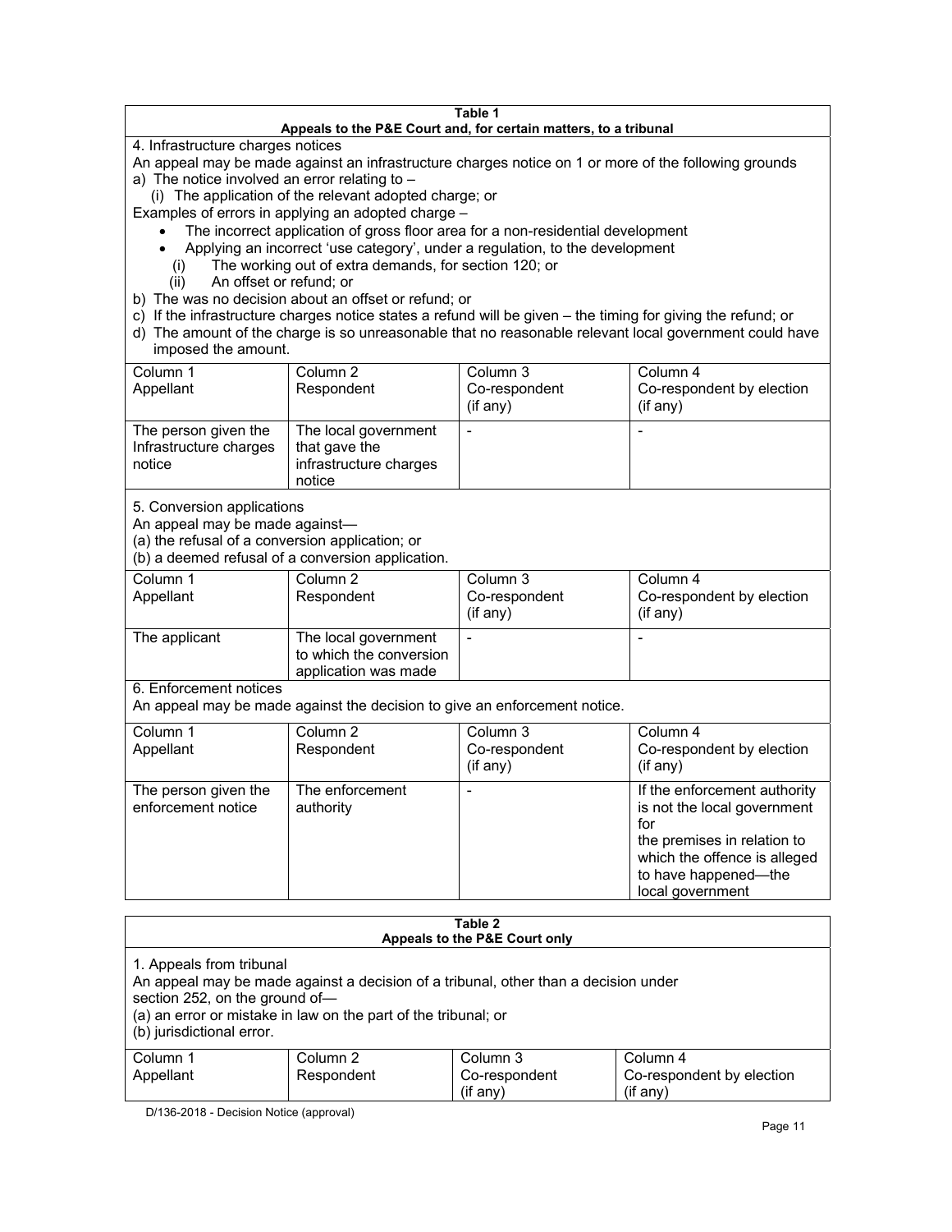**Table 1**
**Appeals to the P&E Court and, for certain matters, to a tribunal**

4. Infrastructure charges notices

An appeal may be made against an infrastructure charges notice on 1 or more of the following grounds

a) The notice involved an error relating to –
   (i) The application of the relevant adopted charge; or

Examples of errors in applying an adopted charge –

- The incorrect application of gross floor area for a non-residential development
- Applying an incorrect 'use category', under a regulation, to the development

   (i) The working out of extra demands, for section 120; or
   (ii) An offset or refund; or

b) The was no decision about an offset or refund; or
c) If the infrastructure charges notice states a refund will be given – the timing for giving the refund; or
d) The amount of the charge is so unreasonable that no reasonable relevant local government could have imposed the amount.

| Column 1 Appellant | Column 2 Respondent | Column 3 Co-respondent (if any) | Column 4 Co-respondent by election (if any) |
|---|---|---|---|
| The person given the Infrastructure charges notice | The local government that gave the infrastructure charges notice | - | - |

5. Conversion applications

An appeal may be made against—
(a) the refusal of a conversion application; or
(b) a deemed refusal of a conversion application.

| Column 1 Appellant | Column 2 Respondent | Column 3 Co-respondent (if any) | Column 4 Co-respondent by election (if any) |
|---|---|---|---|
| The applicant | The local government to which the conversion application was made | - | - |

6. Enforcement notices

An appeal may be made against the decision to give an enforcement notice.

| Column 1 Appellant | Column 2 Respondent | Column 3 Co-respondent (if any) | Column 4 Co-respondent by election (if any) |
|---|---|---|---|
| The person given the enforcement notice | The enforcement authority | - | If the enforcement authority is not the local government for the premises in relation to which the offence is alleged to have happened—the local government |

**Table 2**
**Appeals to the P&E Court only**

1. Appeals from tribunal

An appeal may be made against a decision of a tribunal, other than a decision under section 252, on the ground of—
(a) an error or mistake in law on the part of the tribunal; or
(b) jurisdictional error.

| Column 1 Appellant | Column 2 Respondent | Column 3 Co-respondent (if any) | Column 4 Co-respondent by election (if any) |
|---|---|---|---|

D/136-2018 - Decision Notice (approval)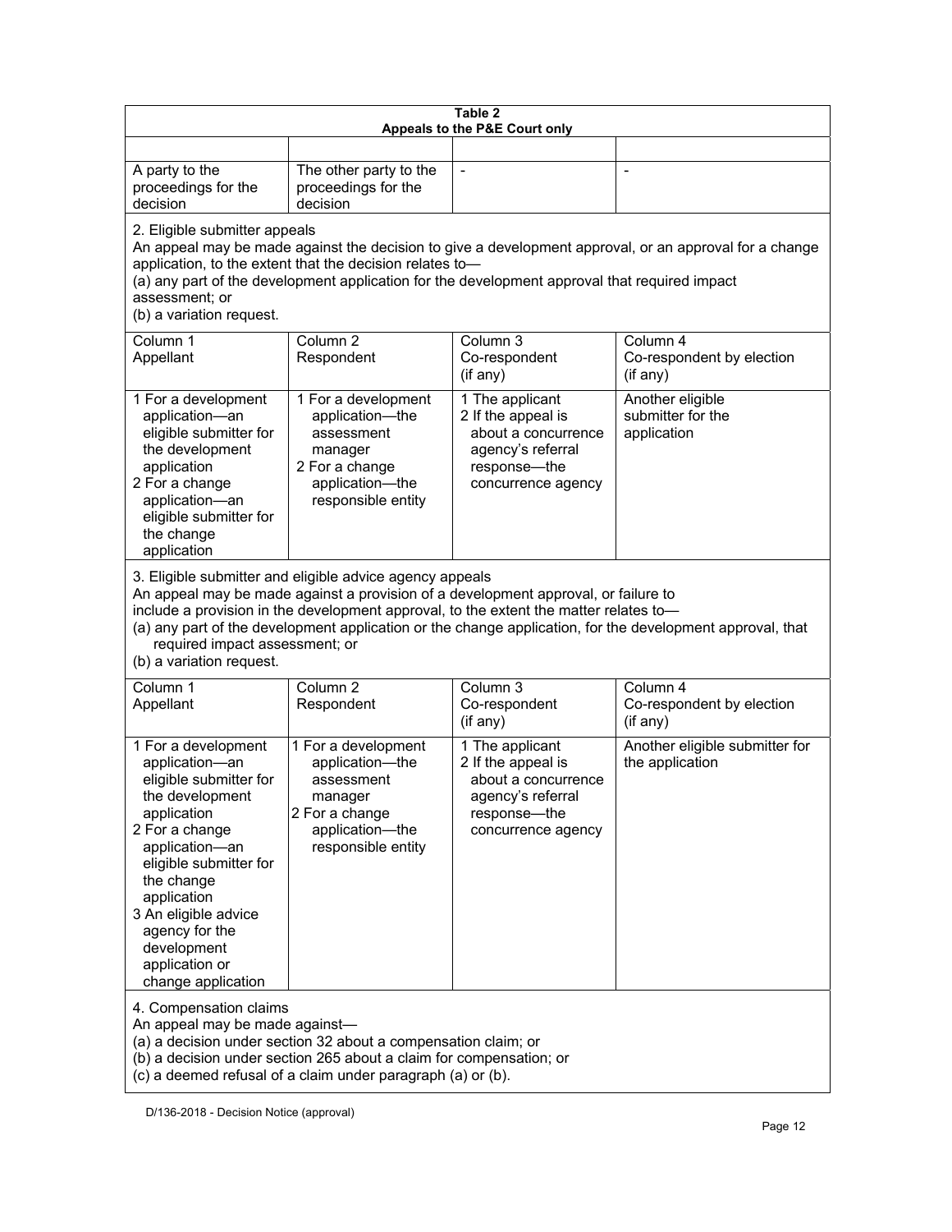| Table 2<br>Appeals to the P&E Court only | | | |
|---|---|---|---|
| | | | |
| A party to the proceedings for the decision | The other party to the proceedings for the decision | - | - |

2. Eligible submitter appeals

An appeal may be made against the decision to give a development approval, or an approval for a change application, to the extent that the decision relates to—

(a) any part of the development application for the development approval that required impact assessment; or

(b) a variation request.

| Column 1<br>Appellant | Column 2<br>Respondent | Column 3<br>Co-respondent<br>(if any) | Column 4<br>Co-respondent by election<br>(if any) |
|---|---|---|---|
| 1 For a development application—an eligible submitter for the development application<br>2 For a change application—an eligible submitter for the change application | 1 For a development application—the assessment manager<br>2 For a change application—the responsible entity | 1 The applicant<br>2 If the appeal is about a concurrence agency's referral response—the concurrence agency | Another eligible submitter for the application |

3. Eligible submitter and eligible advice agency appeals

An appeal may be made against a provision of a development approval, or failure to include a provision in the development approval, to the extent the matter relates to—

(a) any part of the development application or the change application, for the development approval, that required impact assessment; or

(b) a variation request.

| Column 1<br>Appellant | Column 2<br>Respondent | Column 3<br>Co-respondent<br>(if any) | Column 4<br>Co-respondent by election<br>(if any) |
|---|---|---|---|
| 1 For a development application—an eligible submitter for the development application<br>2 For a change application—an eligible submitter for the change application<br>3 An eligible advice agency for the development application or change application | 1 For a development application—the assessment manager<br>2 For a change application—the responsible entity | 1 The applicant<br>2 If the appeal is about a concurrence agency's referral response—the concurrence agency | Another eligible submitter for the application |

4. Compensation claims

An appeal may be made against—

(a) a decision under section 32 about a compensation claim; or

(b) a decision under section 265 about a claim for compensation; or

(c) a deemed refusal of a claim under paragraph (a) or (b).

D/136-2018 - Decision Notice (approval)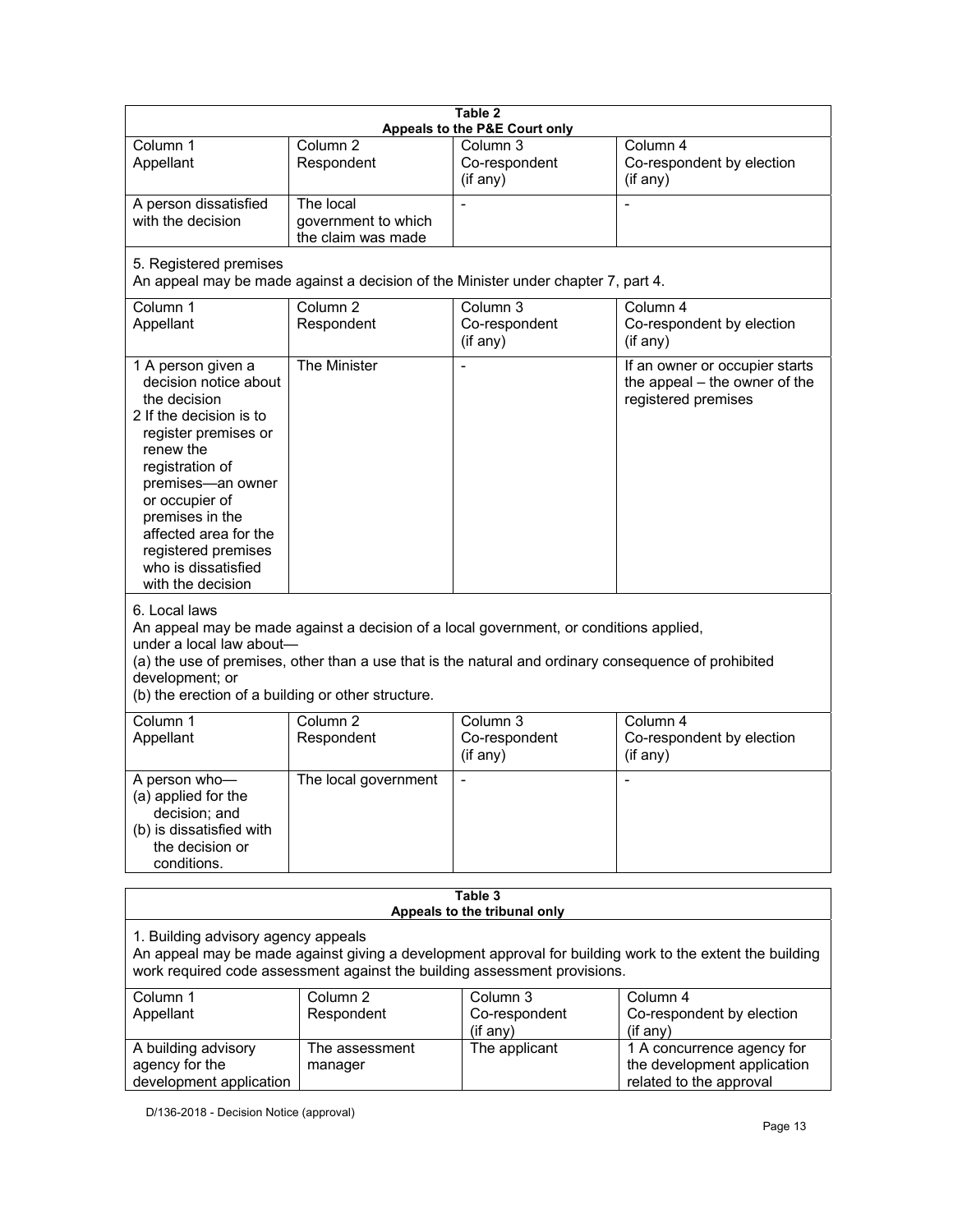**Table 2**
**Appeals to the P&E Court only**

| Column 1<br>Appellant | Column 2<br>Respondent | Column 3<br>Co-respondent<br>(if any) | Column 4<br>Co-respondent by election<br>(if any) |
|---|---|---|---|
| A person dissatisfied with the decision | The local government to which the claim was made | - | - |

5. Registered premises
An appeal may be made against a decision of the Minister under chapter 7, part 4.

| Column 1<br>Appellant | Column 2<br>Respondent | Column 3<br>Co-respondent<br>(if any) | Column 4<br>Co-respondent by election<br>(if any) |
|---|---|---|---|
| 1 A person given a decision notice about the decision<br>2 If the decision is to register premises or renew the registration of premises—an owner or occupier of premises in the affected area for the registered premises who is dissatisfied with the decision | The Minister | - | If an owner or occupier starts the appeal – the owner of the registered premises |

6. Local laws
An appeal may be made against a decision of a local government, or conditions applied, under a local law about—
(a) the use of premises, other than a use that is the natural and ordinary consequence of prohibited development; or
(b) the erection of a building or other structure.

| Column 1<br>Appellant | Column 2<br>Respondent | Column 3<br>Co-respondent<br>(if any) | Column 4<br>Co-respondent by election<br>(if any) |
|---|---|---|---|
| A person who—<br>(a) applied for the decision; and<br>(b) is dissatisfied with the decision or conditions. | The local government | - | - |

**Table 3**
**Appeals to the tribunal only**

1. Building advisory agency appeals
An appeal may be made against giving a development approval for building work to the extent the building work required code assessment against the building assessment provisions.

| Column 1<br>Appellant | Column 2<br>Respondent | Column 3<br>Co-respondent<br>(if any) | Column 4<br>Co-respondent by election<br>(if any) |
|---|---|---|---|
| A building advisory agency for the development application | The assessment manager | The applicant | 1 A concurrence agency for the development application related to the approval |

D/136-2018 - Decision Notice (approval)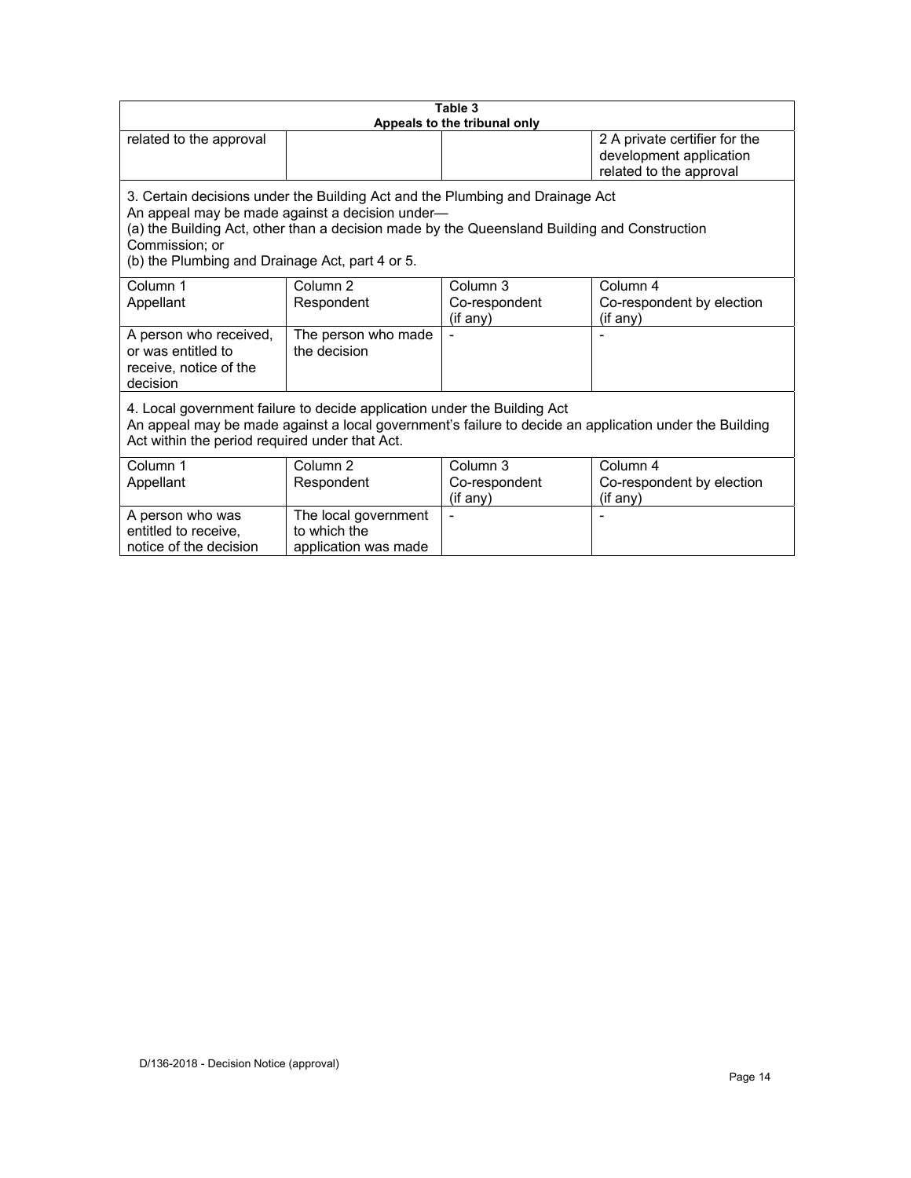| Table 3<br>Appeals to the tribunal only | | | |
|---|---|---|---|
| related to the approval | | | 2 A private certifier for the development application related to the approval |
| 3. Certain decisions under the Building Act and the Plumbing and Drainage Act<br>An appeal may be made against a decision under—<br>(a) the Building Act, other than a decision made by the Queensland Building and Construction Commission; or<br>(b) the Plumbing and Drainage Act, part 4 or 5. | | | |
| Column 1<br>Appellant | Column 2<br>Respondent | Column 3<br>Co-respondent<br>(if any) | Column 4<br>Co-respondent by election<br>(if any) |
| A person who received, or was entitled to receive, notice of the decision | The person who made the decision | - | - |
| 4. Local government failure to decide application under the Building Act<br>An appeal may be made against a local government's failure to decide an application under the Building Act within the period required under that Act. | | | |
| Column 1<br>Appellant | Column 2<br>Respondent | Column 3<br>Co-respondent<br>(if any) | Column 4<br>Co-respondent by election<br>(if any) |
| A person who was entitled to receive, notice of the decision | The local government to which the application was made | - | - |

D/136-2018 - Decision Notice (approval)